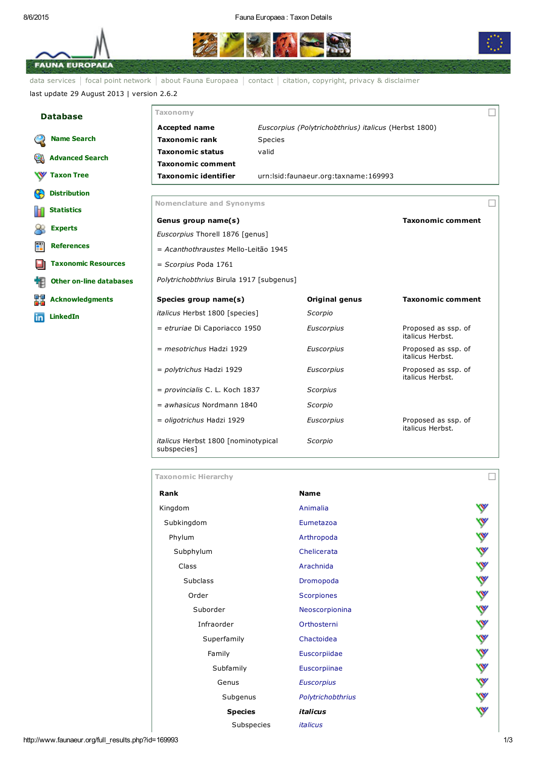FAUNA EUROPAEA

data services | focal point network | about Fauna Europaea | contact | citation, copyright, privacy & disclaimer

last update 29 August 2013 | version 2.6.2

## Database

- Name Search
- Advanced Search
- Taxon Tree
- Distribution
- Statistics
- Experts
- References
- Taxonomic Resources
- Other on-line databases
- Acknowledgments
- LinkedIn

### Taxonomy

| | |
|---|---|
| **Accepted name** | *Euscorpius (Polytrichobthrius) italicus* (Herbst 1800) |
| **Taxonomic rank** | Species |
| **Taxonomic status** | valid |
| **Taxonomic comment** | |
| **Taxonomic identifier** | urn:lsid:faunaeur.org:taxname:169993 |

### Nomenclature and Synonyms

| **Genus group name(s)** | **Taxonomic comment** |
|---|---|
| *Euscorpius* Thorell 1876 [genus] | |
| = *Acanthothraustes* Mello-Leitão 1945 | |
| = *Scorpius* Poda 1761 | |
| *Polytrichobthrius* Birula 1917 [subgenus] | |

| **Species group name(s)** | **Original genus** | **Taxonomic comment** |
|---|---|---|
| *italicus* Herbst 1800 [species] | *Scorpio* | |
| = *etruriae* Di Caporiacco 1950 | *Euscorpius* | Proposed as ssp. of italicus Herbst. |
| = *mesotrichus* Hadzi 1929 | *Euscorpius* | Proposed as ssp. of italicus Herbst. |
| = *polytrichus* Hadzi 1929 | *Euscorpius* | Proposed as ssp. of italicus Herbst. |
| = *provincialis* C. L. Koch 1837 | *Scorpius* | |
| = *awhasicus* Nordmann 1840 | *Scorpio* | |
| = *oligotrichus* Hadzi 1929 | *Euscorpius* | Proposed as ssp. of italicus Herbst. |
| *italicus* Herbst 1800 [nominotypical subspecies] | *Scorpio* | |

### Taxonomic Hierarchy

| **Rank** | **Name** |
|---|---|
| Kingdom | Animalia |
| Subkingdom | Eumetazoa |
| Phylum | Arthropoda |
| Subphylum | Chelicerata |
| Class | Arachnida |
| Subclass | Dromopoda |
| Order | Scorpiones |
| Suborder | Neoscorpionina |
| Infraorder | Orthosterni |
| Superfamily | Chactoidea |
| Family | Euscorpiidae |
| Subfamily | Euscorpiinae |
| Genus | *Euscorpius* |
| Subgenus | *Polytrichobthrius* |
| **Species** | ***italicus*** |
| Subspecies | *italicus* |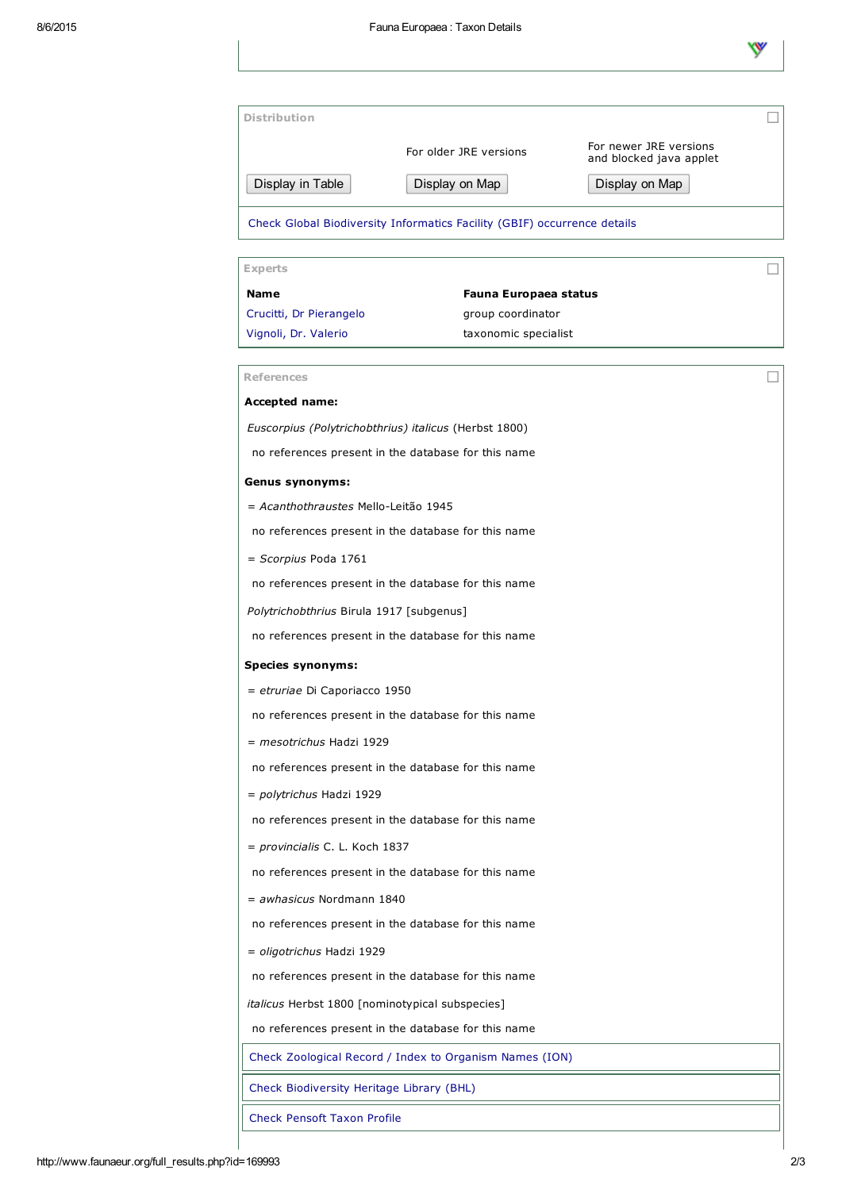## Distribution

| | For older JRE versions | For newer JRE versions and blocked java applet |
|---|---|---|
| Display in Table | Display on Map | Display on Map |

Check Global Biodiversity Informatics Facility (GBIF) occurrence details

## Experts

| Name | Fauna Europaea status |
|---|---|
| Crucitti, Dr Pierangelo | group coordinator |
| Vignoli, Dr. Valerio | taxonomic specialist |

## References

**Accepted name:**

*Euscorpius (Polytrichobthrius) italicus* (Herbst 1800)

no references present in the database for this name

**Genus synonyms:**

= *Acanthothraustes* Mello-Leitão 1945

no references present in the database for this name

= *Scorpius* Poda 1761

no references present in the database for this name

*Polytrichobthrius* Birula 1917 [subgenus]

no references present in the database for this name

**Species synonyms:**

= *etruriae* Di Caporiacco 1950

no references present in the database for this name

= *mesotrichus* Hadzi 1929

no references present in the database for this name

= *polytrichus* Hadzi 1929

no references present in the database for this name

= *provincialis* C. L. Koch 1837

no references present in the database for this name

= *awhasicus* Nordmann 1840

no references present in the database for this name

= *oligotrichus* Hadzi 1929

no references present in the database for this name

*italicus* Herbst 1800 [nominotypical subspecies]

no references present in the database for this name

Check Zoological Record / Index to Organism Names (ION)

Check Biodiversity Heritage Library (BHL)

Check Pensoft Taxon Profile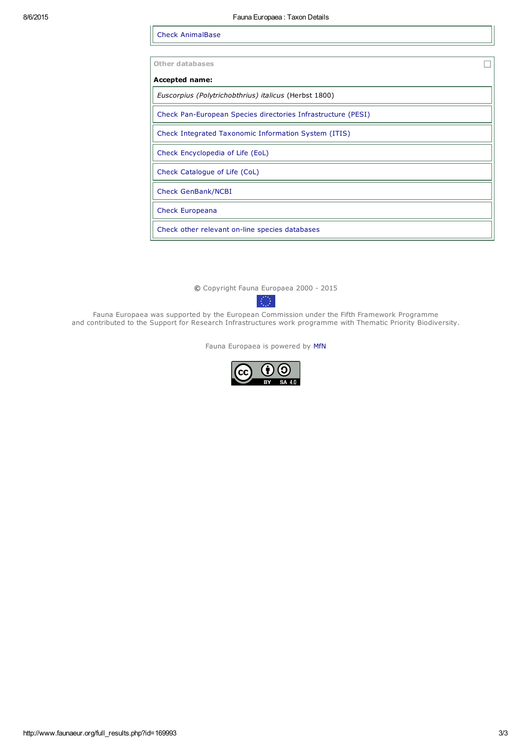Check AnimalBase

Other databases

**Accepted name:**

*Euscorpius (Polytrichobthrius) italicus* (Herbst 1800)

Check Pan-European Species directories Infrastructure (PESI)

Check Integrated Taxonomic Information System (ITIS)

Check Encyclopedia of Life (EoL)

Check Catalogue of Life (CoL)

Check GenBank/NCBI

Check Europeana

Check other relevant on-line species databases

© Copyright Fauna Europaea 2000 - 2015

Fauna Europaea was supported by the European Commission under the Fifth Framework Programme and contributed to the Support for Research Infrastructures work programme with Thematic Priority Biodiversity.

Fauna Europaea is powered by MfN